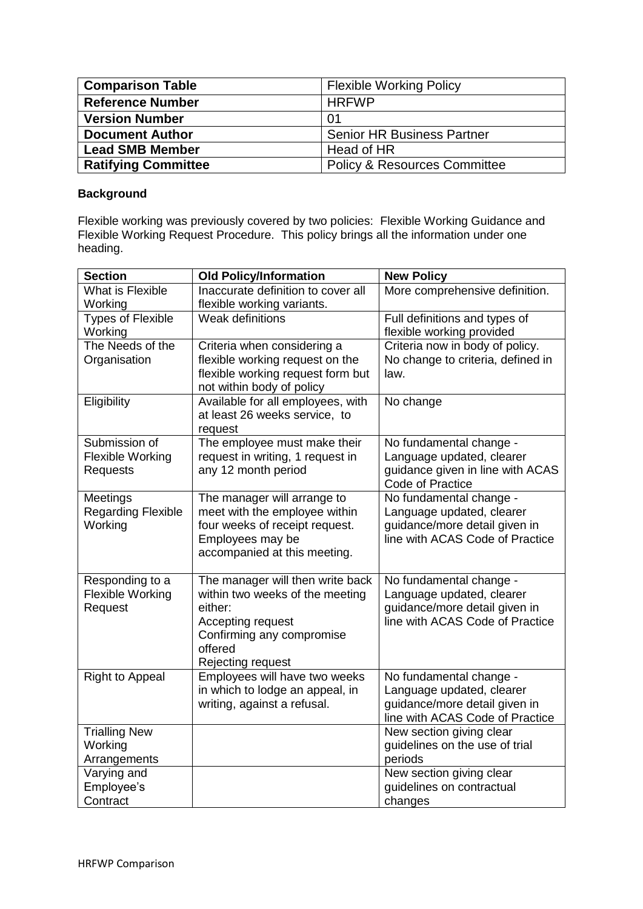| Comparison Table | Flexible Working Policy |
|---|---|
| **Reference Number** | HRFWP |
| **Version Number** | 01 |
| **Document Author** | Senior HR Business Partner |
| **Lead SMB Member** | Head of HR |
| **Ratifying Committee** | Policy & Resources Committee |

**Background**

Flexible working was previously covered by two policies: Flexible Working Guidance and Flexible Working Request Procedure. This policy brings all the information under one heading.

| Section | Old Policy/Information | New Policy |
|---|---|---|
| What is Flexible Working | Inaccurate definition to cover all flexible working variants. | More comprehensive definition. |
| Types of Flexible Working | Weak definitions | Full definitions and types of flexible working provided |
| The Needs of the Organisation | Criteria when considering a flexible working request on the flexible working request form but not within body of policy | Criteria now in body of policy. No change to criteria, defined in law. |
| Eligibility | Available for all employees, with at least 26 weeks service, to request | No change |
| Submission of Flexible Working Requests | The employee must make their request in writing, 1 request in any 12 month period | No fundamental change - Language updated, clearer guidance given in line with ACAS Code of Practice |
| Meetings Regarding Flexible Working | The manager will arrange to meet with the employee within four weeks of receipt request. Employees may be accompanied at this meeting. | No fundamental change - Language updated, clearer guidance/more detail given in line with ACAS Code of Practice |
| Responding to a Flexible Working Request | The manager will then write back within two weeks of the meeting either:<br>Accepting request<br>Confirming any compromise offered<br>Rejecting request | No fundamental change - Language updated, clearer guidance/more detail given in line with ACAS Code of Practice |
| Right to Appeal | Employees will have two weeks in which to lodge an appeal, in writing, against a refusal. | No fundamental change - Language updated, clearer guidance/more detail given in line with ACAS Code of Practice |
| Trialling New Working Arrangements | | New section giving clear guidelines on the use of trial periods |
| Varying and Employee's Contract | | New section giving clear guidelines on contractual changes |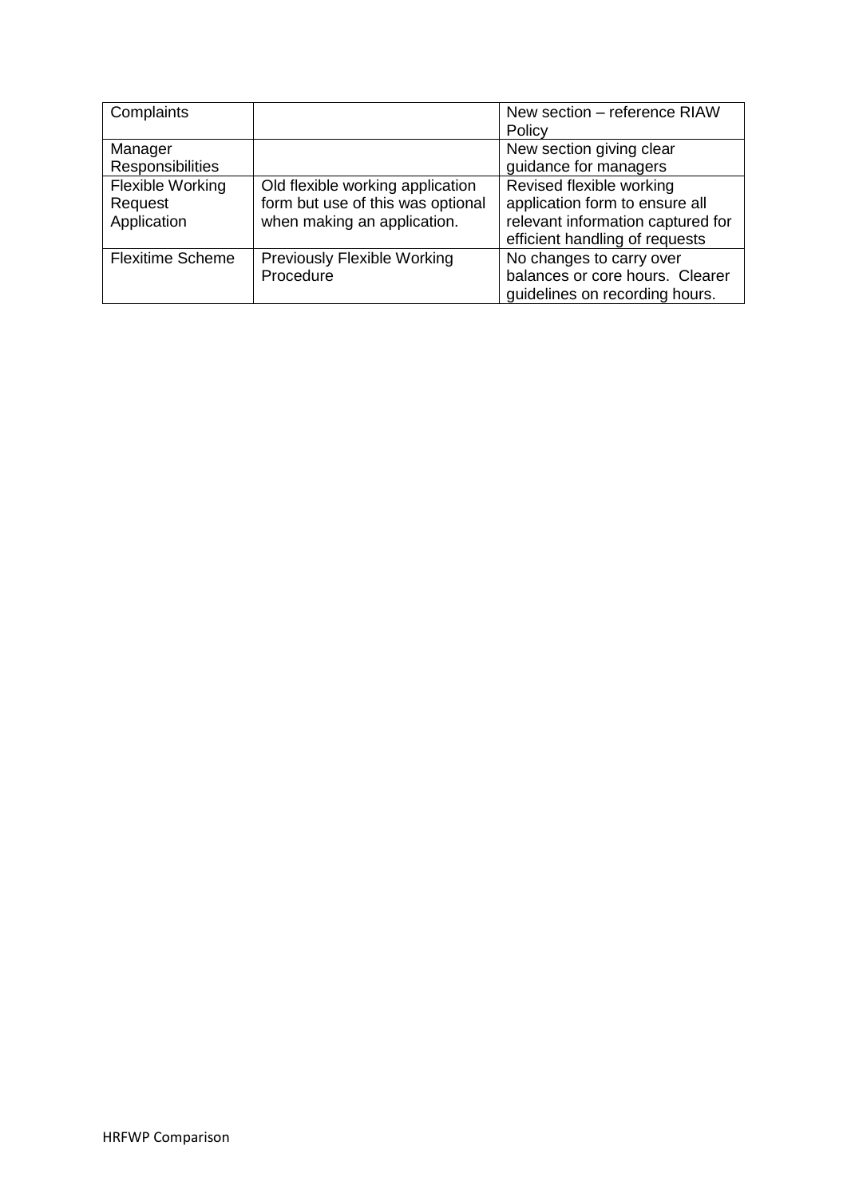| | | |
|---|---|---|
| Complaints | | New section – reference RIAW Policy |
| Manager Responsibilities | | New section giving clear guidance for managers |
| Flexible Working Request Application | Old flexible working application form but use of this was optional when making an application. | Revised flexible working application form to ensure all relevant information captured for efficient handling of requests |
| Flexitime Scheme | Previously Flexible Working Procedure | No changes to carry over balances or core hours. Clearer guidelines on recording hours. |